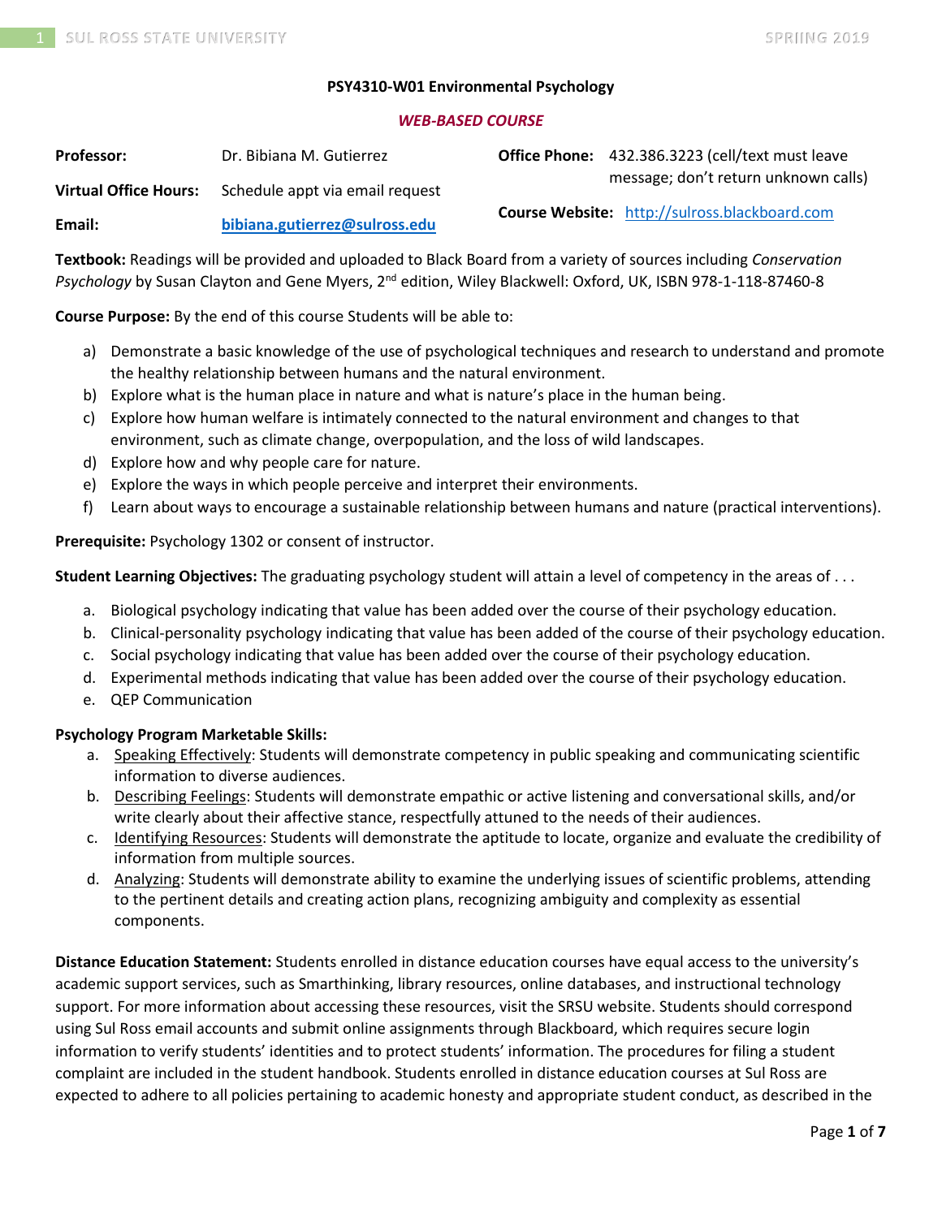# PSY4310-W01 Environmental Psychology

***WEB-BASED COURSE***

| | | | |
|---|---|---|---|
| **Professor:** | Dr. Bibiana M. Gutierrez | **Office Phone:** | 432.386.3223 (cell/text must leave message; don't return unknown calls) |
| **Virtual Office Hours:** | Schedule appt via email request | | |
| **Email:** | **bibiana.gutierrez@sulross.edu** | **Course Website:** | http://sulross.blackboard.com |

**Textbook:** Readings will be provided and uploaded to Black Board from a variety of sources including *Conservation Psychology* by Susan Clayton and Gene Myers, 2nd edition, Wiley Blackwell: Oxford, UK, ISBN 978-1-118-87460-8

**Course Purpose:** By the end of this course Students will be able to:

a) Demonstrate a basic knowledge of the use of psychological techniques and research to understand and promote the healthy relationship between humans and the natural environment.
b) Explore what is the human place in nature and what is nature's place in the human being.
c) Explore how human welfare is intimately connected to the natural environment and changes to that environment, such as climate change, overpopulation, and the loss of wild landscapes.
d) Explore how and why people care for nature.
e) Explore the ways in which people perceive and interpret their environments.
f) Learn about ways to encourage a sustainable relationship between humans and nature (practical interventions).

**Prerequisite:** Psychology 1302 or consent of instructor.

**Student Learning Objectives:** The graduating psychology student will attain a level of competency in the areas of . . .

a. Biological psychology indicating that value has been added over the course of their psychology education.
b. Clinical-personality psychology indicating that value has been added of the course of their psychology education.
c. Social psychology indicating that value has been added over the course of their psychology education.
d. Experimental methods indicating that value has been added over the course of their psychology education.
e. QEP Communication

**Psychology Program Marketable Skills:**

a. Speaking Effectively: Students will demonstrate competency in public speaking and communicating scientific information to diverse audiences.
b. Describing Feelings: Students will demonstrate empathic or active listening and conversational skills, and/or write clearly about their affective stance, respectfully attuned to the needs of their audiences.
c. Identifying Resources: Students will demonstrate the aptitude to locate, organize and evaluate the credibility of information from multiple sources.
d. Analyzing: Students will demonstrate ability to examine the underlying issues of scientific problems, attending to the pertinent details and creating action plans, recognizing ambiguity and complexity as essential components.

**Distance Education Statement:** Students enrolled in distance education courses have equal access to the university's academic support services, such as Smarthinking, library resources, online databases, and instructional technology support. For more information about accessing these resources, visit the SRSU website. Students should correspond using Sul Ross email accounts and submit online assignments through Blackboard, which requires secure login information to verify students' identities and to protect students' information. The procedures for filing a student complaint are included in the student handbook. Students enrolled in distance education courses at Sul Ross are expected to adhere to all policies pertaining to academic honesty and appropriate student conduct, as described in the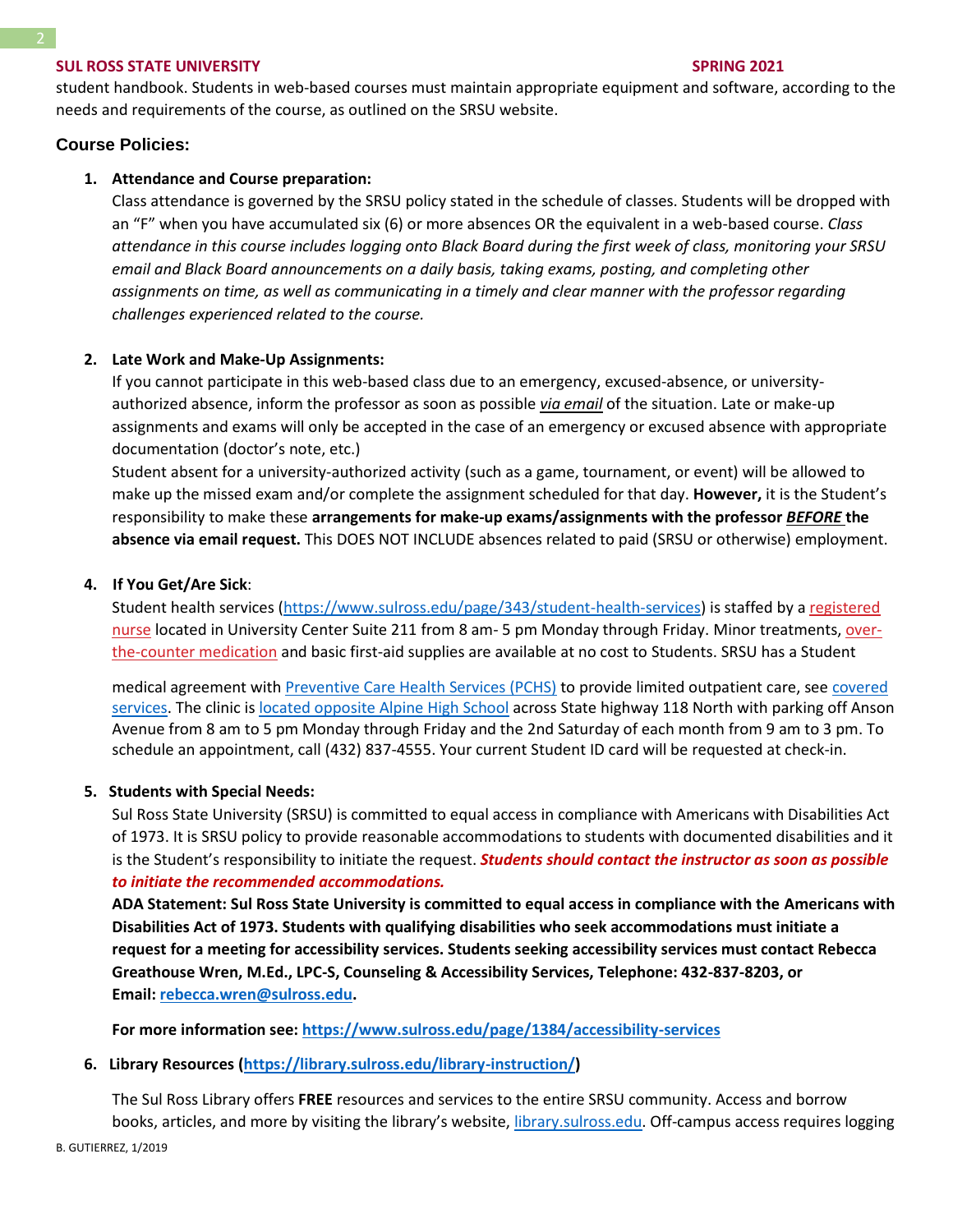student handbook. Students in web-based courses must maintain appropriate equipment and software, according to the needs and requirements of the course, as outlined on the SRSU website.

### Course Policies:

1. **Attendance and Course preparation:**
   Class attendance is governed by the SRSU policy stated in the schedule of classes. Students will be dropped with an "F" when you have accumulated six (6) or more absences OR the equivalent in a web-based course. *Class attendance in this course includes logging onto Black Board during the first week of class, monitoring your SRSU email and Black Board announcements on a daily basis, taking exams, posting, and completing other assignments on time, as well as communicating in a timely and clear manner with the professor regarding challenges experienced related to the course.*

2. **Late Work and Make-Up Assignments:**
   If you cannot participate in this web-based class due to an emergency, excused-absence, or university-authorized absence, inform the professor as soon as possible *via email* of the situation. Late or make-up assignments and exams will only be accepted in the case of an emergency or excused absence with appropriate documentation (doctor's note, etc.)
   Student absent for a university-authorized activity (such as a game, tournament, or event) will be allowed to make up the missed exam and/or complete the assignment scheduled for that day. **However,** it is the Student's responsibility to make these **arrangements for make-up exams/assignments with the professor *BEFORE* the absence via email request.** This DOES NOT INCLUDE absences related to paid (SRSU or otherwise) employment.

4. **If You Get/Are Sick**:
   Student health services (https://www.sulross.edu/page/343/student-health-services) is staffed by a registered nurse located in University Center Suite 211 from 8 am- 5 pm Monday through Friday. Minor treatments, over-the-counter medication and basic first-aid supplies are available at no cost to Students. SRSU has a Student

   medical agreement with Preventive Care Health Services (PCHS) to provide limited outpatient care, see covered services. The clinic is located opposite Alpine High School across State highway 118 North with parking off Anson Avenue from 8 am to 5 pm Monday through Friday and the 2nd Saturday of each month from 9 am to 3 pm. To schedule an appointment, call (432) 837-4555. Your current Student ID card will be requested at check-in.

5. **Students with Special Needs:**
   Sul Ross State University (SRSU) is committed to equal access in compliance with Americans with Disabilities Act of 1973. It is SRSU policy to provide reasonable accommodations to students with documented disabilities and it is the Student's responsibility to initiate the request. ***Students should contact the instructor as soon as possible to initiate the recommended accommodations.***
   **ADA Statement: Sul Ross State University is committed to equal access in compliance with the Americans with Disabilities Act of 1973. Students with qualifying disabilities who seek accommodations must initiate a request for a meeting for accessibility services. Students seeking accessibility services must contact Rebecca Greathouse Wren, M.Ed., LPC-S, Counseling & Accessibility Services, Telephone: 432-837-8203, or Email: rebecca.wren@sulross.edu.**

   **For more information see: https://www.sulross.edu/page/1384/accessibility-services**

6. **Library Resources (https://library.sulross.edu/library-instruction/)**

   The Sul Ross Library offers **FREE** resources and services to the entire SRSU community. Access and borrow books, articles, and more by visiting the library's website, library.sulross.edu. Off-campus access requires logging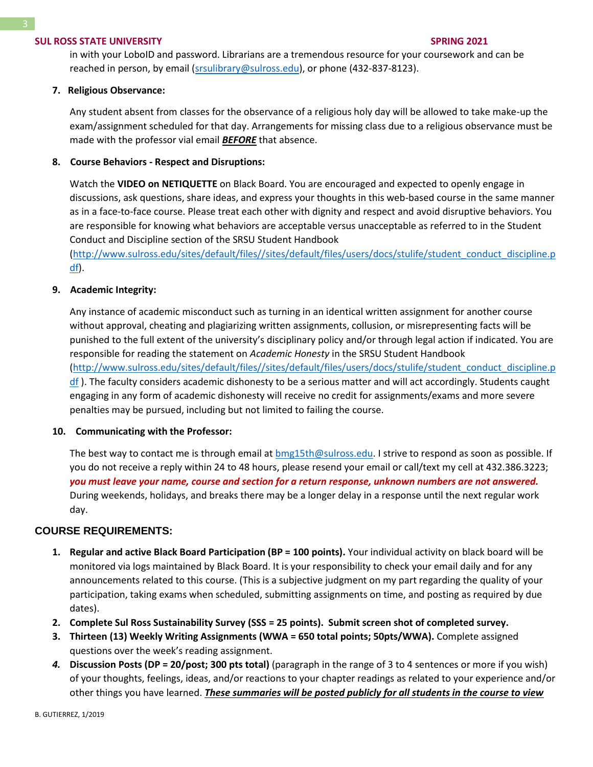in with your LoboID and password. Librarians are a tremendous resource for your coursework and can be reached in person, by email (srsulibrary@sulross.edu), or phone (432-837-8123).

7. **Religious Observance:**

   Any student absent from classes for the observance of a religious holy day will be allowed to take make-up the exam/assignment scheduled for that day. Arrangements for missing class due to a religious observance must be made with the professor vial email ***BEFORE*** that absence.

8. **Course Behaviors - Respect and Disruptions:**

   Watch the **VIDEO on NETIQUETTE** on Black Board. You are encouraged and expected to openly engage in discussions, ask questions, share ideas, and express your thoughts in this web-based course in the same manner as in a face-to-face course. Please treat each other with dignity and respect and avoid disruptive behaviors. You are responsible for knowing what behaviors are acceptable versus unacceptable as referred to in the Student Conduct and Discipline section of the SRSU Student Handbook (http://www.sulross.edu/sites/default/files//sites/default/files/users/docs/stulife/student_conduct_discipline.pdf).

9. **Academic Integrity:**

   Any instance of academic misconduct such as turning in an identical written assignment for another course without approval, cheating and plagiarizing written assignments, collusion, or misrepresenting facts will be punished to the full extent of the university's disciplinary policy and/or through legal action if indicated. You are responsible for reading the statement on *Academic Honesty* in the SRSU Student Handbook (http://www.sulross.edu/sites/default/files//sites/default/files/users/docs/stulife/student_conduct_discipline.pdf ). The faculty considers academic dishonesty to be a serious matter and will act accordingly. Students caught engaging in any form of academic dishonesty will receive no credit for assignments/exams and more severe penalties may be pursued, including but not limited to failing the course.

10. **Communicating with the Professor:**

    The best way to contact me is through email at bmg15th@sulross.edu. I strive to respond as soon as possible. If you do not receive a reply within 24 to 48 hours, please resend your email or call/text my cell at 432.386.3223; ***you must leave your name, course and section for a return response, unknown numbers are not answered.*** During weekends, holidays, and breaks there may be a longer delay in a response until the next regular work day.

## COURSE REQUIREMENTS:

1. **Regular and active Black Board Participation (BP = 100 points).** Your individual activity on black board will be monitored via logs maintained by Black Board. It is your responsibility to check your email daily and for any announcements related to this course. (This is a subjective judgment on my part regarding the quality of your participation, taking exams when scheduled, submitting assignments on time, and posting as required by due dates).
2. **Complete Sul Ross Sustainability Survey (SSS = 25 points). Submit screen shot of completed survey.**
3. **Thirteen (13) Weekly Writing Assignments (WWA = 650 total points; 50pts/WWA).** Complete assigned questions over the week's reading assignment.
4. **Discussion Posts (DP = 20/post; 300 pts total)** (paragraph in the range of 3 to 4 sentences or more if you wish) of your thoughts, feelings, ideas, and/or reactions to your chapter readings as related to your experience and/or other things you have learned. ***These summaries will be posted publicly for all students in the course to view***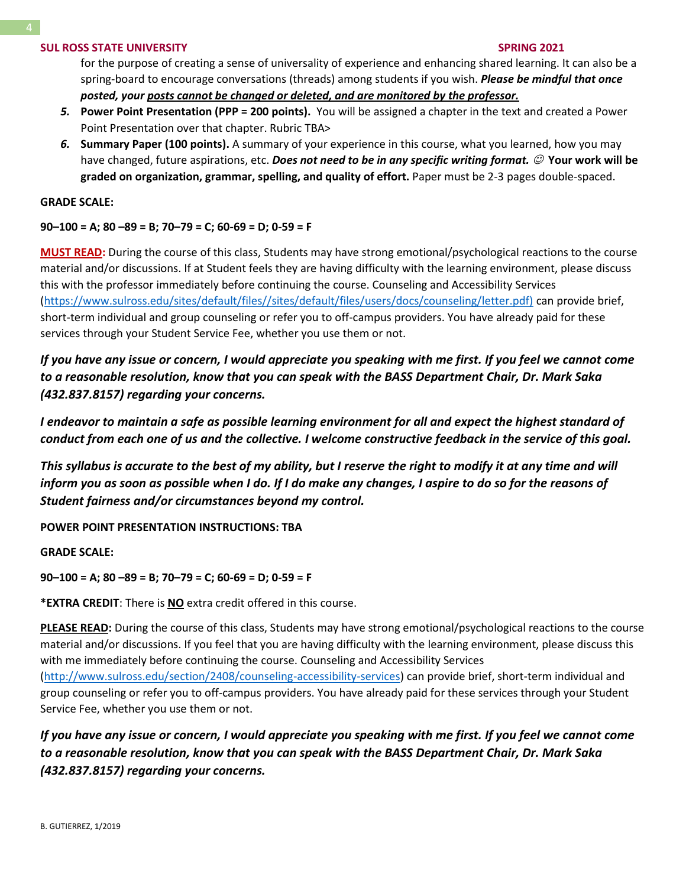for the purpose of creating a sense of universality of experience and enhancing shared learning. It can also be a spring-board to encourage conversations (threads) among students if you wish. ***Please be mindful that once posted, your <u>posts cannot be changed or deleted, and are monitored by the professor.</u>***

5. **Power Point Presentation (PPP = 200 points).** You will be assigned a chapter in the text and created a Power Point Presentation over that chapter. Rubric TBA>
6. **Summary Paper (100 points).** A summary of your experience in this course, what you learned, how you may have changed, future aspirations, etc. ***Does not need to be in any specific writing format.*** ☺ **Your work will be graded on organization, grammar, spelling, and quality of effort.** Paper must be 2-3 pages double-spaced.

**GRADE SCALE:**

**90–100 = A; 80 –89 = B; 70–79 = C; 60-69 = D; 0-59 = F**

**<u>MUST READ</u>:** During the course of this class, Students may have strong emotional/psychological reactions to the course material and/or discussions. If at Student feels they are having difficulty with the learning environment, please discuss this with the professor immediately before continuing the course. Counseling and Accessibility Services (https://www.sulross.edu/sites/default/files//sites/default/files/users/docs/counseling/letter.pdf) can provide brief, short-term individual and group counseling or refer you to off-campus providers. You have already paid for these services through your Student Service Fee, whether you use them or not.

***If you have any issue or concern, I would appreciate you speaking with me first. If you feel we cannot come to a reasonable resolution, know that you can speak with the BASS Department Chair, Dr. Mark Saka (432.837.8157) regarding your concerns.***

***I endeavor to maintain a safe as possible learning environment for all and expect the highest standard of conduct from each one of us and the collective. I welcome constructive feedback in the service of this goal.***

***This syllabus is accurate to the best of my ability, but I reserve the right to modify it at any time and will inform you as soon as possible when I do. If I do make any changes, I aspire to do so for the reasons of Student fairness and/or circumstances beyond my control.***

**POWER POINT PRESENTATION INSTRUCTIONS: TBA**

**GRADE SCALE:**

**90–100 = A; 80 –89 = B; 70–79 = C; 60-69 = D; 0-59 = F**

***EXTRA CREDIT**: There is **<u>NO</u>** extra credit offered in this course.

**<u>PLEASE READ</u>:** During the course of this class, Students may have strong emotional/psychological reactions to the course material and/or discussions. If you feel that you are having difficulty with the learning environment, please discuss this with me immediately before continuing the course. Counseling and Accessibility Services (http://www.sulross.edu/section/2408/counseling-accessibility-services) can provide brief, short-term individual and group counseling or refer you to off-campus providers. You have already paid for these services through your Student Service Fee, whether you use them or not.

***If you have any issue or concern, I would appreciate you speaking with me first. If you feel we cannot come to a reasonable resolution, know that you can speak with the BASS Department Chair, Dr. Mark Saka (432.837.8157) regarding your concerns.***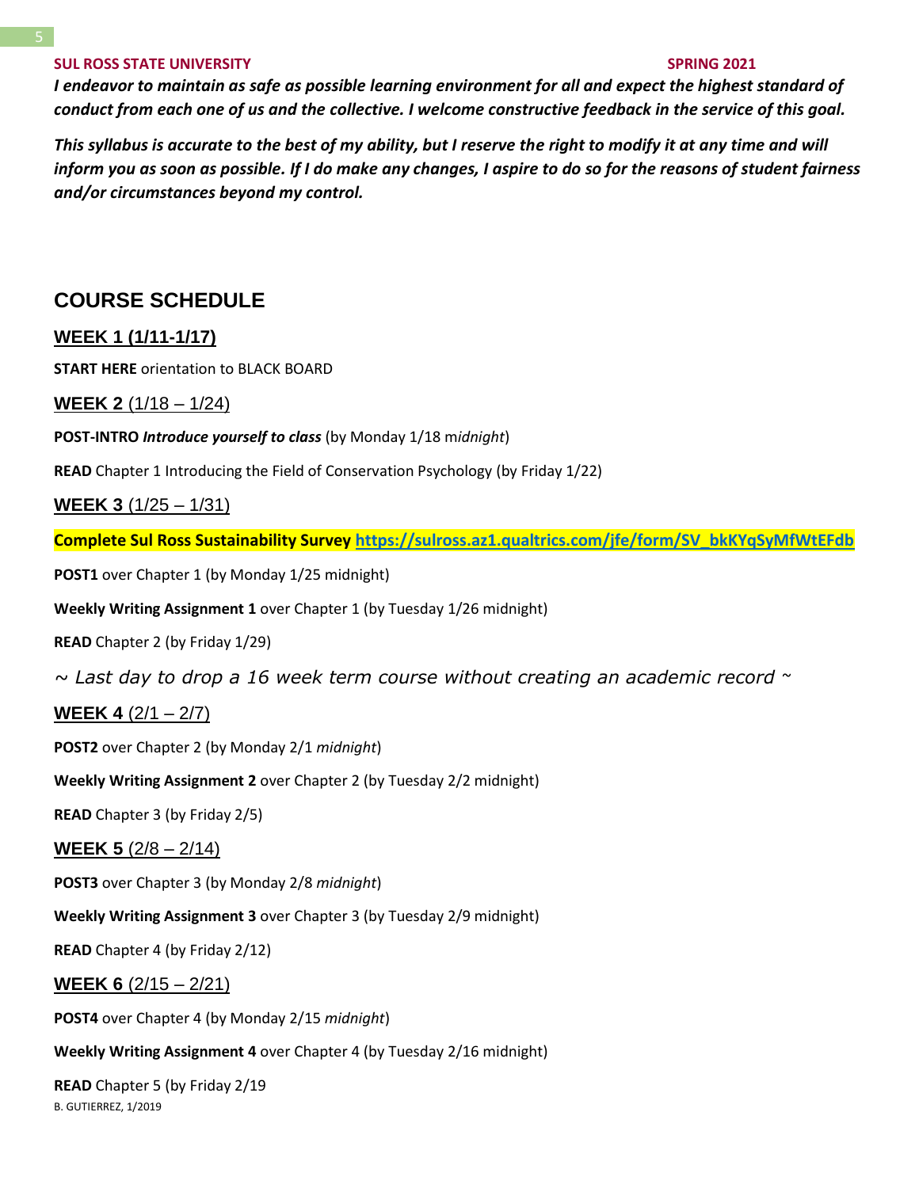*I endeavor to maintain as safe as possible learning environment for all and expect the highest standard of conduct from each one of us and the collective. I welcome constructive feedback in the service of this goal.*

*This syllabus is accurate to the best of my ability, but I reserve the right to modify it at any time and will inform you as soon as possible. If I do make any changes, I aspire to do so for the reasons of student fairness and/or circumstances beyond my control.*

## COURSE SCHEDULE

### WEEK 1 (1/11-1/17)

**START HERE** orientation to BLACK BOARD

### WEEK 2 (1/18 – 1/24)

**POST-INTRO** ***Introduce yourself to class*** (by Monday 1/18 m*idnight*)

**READ** Chapter 1 Introducing the Field of Conservation Psychology (by Friday 1/22)

### WEEK 3 (1/25 – 1/31)

**Complete Sul Ross Sustainability Survey https://sulross.az1.qualtrics.com/jfe/form/SV_bkKYqSyMfWtEFdb**

**POST1** over Chapter 1 (by Monday 1/25 midnight)

**Weekly Writing Assignment 1** over Chapter 1 (by Tuesday 1/26 midnight)

**READ** Chapter 2 (by Friday 1/29)

*~ Last day to drop a 16 week term course without creating an academic record ~*

### WEEK 4 (2/1 – 2/7)

**POST2** over Chapter 2 (by Monday 2/1 *midnight*)

**Weekly Writing Assignment 2** over Chapter 2 (by Tuesday 2/2 midnight)

**READ** Chapter 3 (by Friday 2/5)

### WEEK 5 (2/8 – 2/14)

**POST3** over Chapter 3 (by Monday 2/8 *midnight*)

**Weekly Writing Assignment 3** over Chapter 3 (by Tuesday 2/9 midnight)

**READ** Chapter 4 (by Friday 2/12)

### WEEK 6 (2/15 – 2/21)

**POST4** over Chapter 4 (by Monday 2/15 *midnight*)

**Weekly Writing Assignment 4** over Chapter 4 (by Tuesday 2/16 midnight)

**READ** Chapter 5 (by Friday 2/19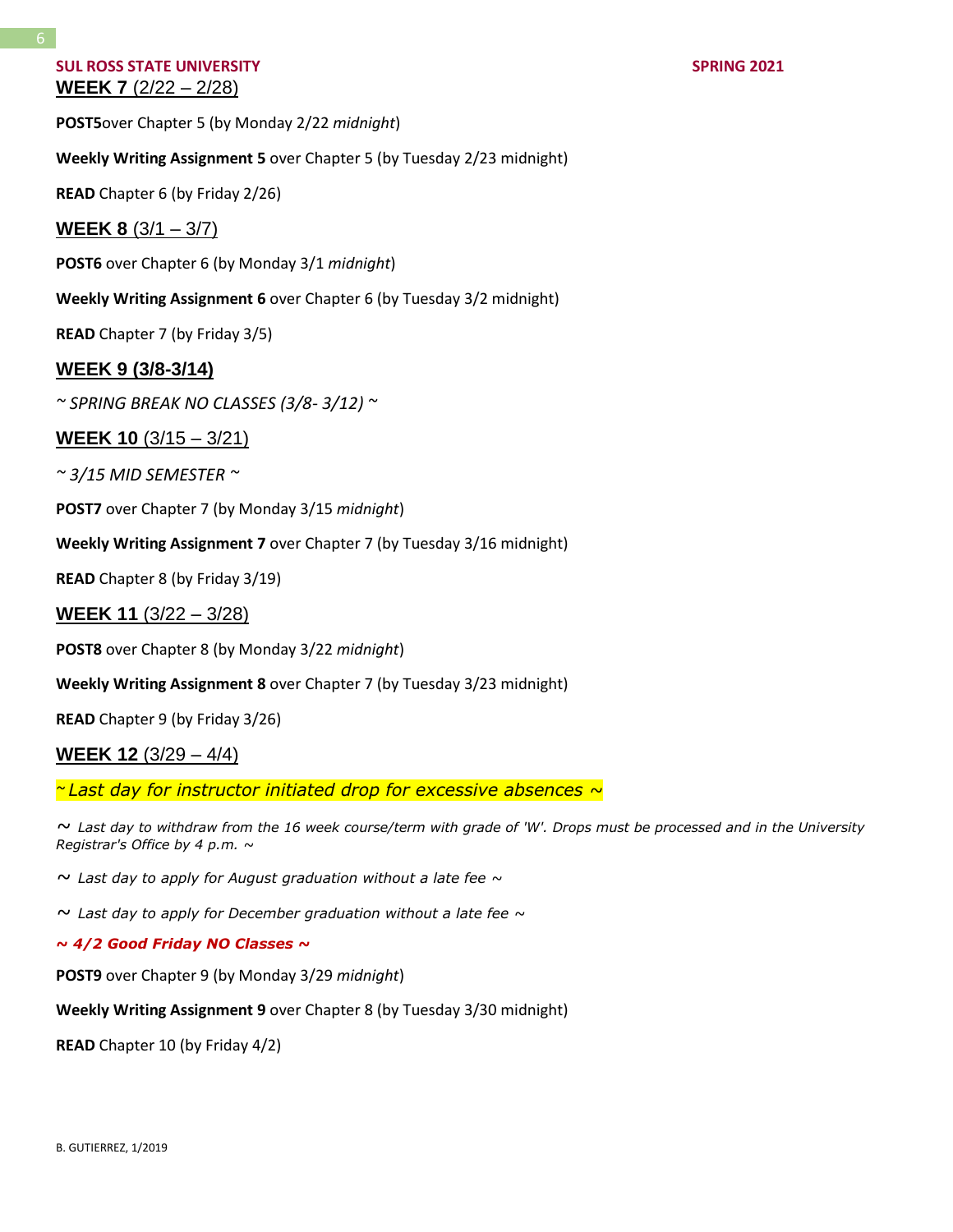## WEEK 7 (2/22 – 2/28)

**POST5**over Chapter 5 (by Monday 2/22 *midnight*)

**Weekly Writing Assignment 5** over Chapter 5 (by Tuesday 2/23 midnight)

**READ** Chapter 6 (by Friday 2/26)

## WEEK 8 (3/1 – 3/7)

**POST6** over Chapter 6 (by Monday 3/1 *midnight*)

**Weekly Writing Assignment 6** over Chapter 6 (by Tuesday 3/2 midnight)

**READ** Chapter 7 (by Friday 3/5)

## WEEK 9 (3/8-3/14)

*~ SPRING BREAK NO CLASSES (3/8- 3/12) ~*

## WEEK 10 (3/15 – 3/21)

*~ 3/15 MID SEMESTER ~*

**POST7** over Chapter 7 (by Monday 3/15 *midnight*)

**Weekly Writing Assignment 7** over Chapter 7 (by Tuesday 3/16 midnight)

**READ** Chapter 8 (by Friday 3/19)

## WEEK 11 (3/22 – 3/28)

**POST8** over Chapter 8 (by Monday 3/22 *midnight*)

**Weekly Writing Assignment 8** over Chapter 7 (by Tuesday 3/23 midnight)

**READ** Chapter 9 (by Friday 3/26)

## WEEK 12 (3/29 – 4/4)

*~ Last day for instructor initiated drop for excessive absences ~*

*~ Last day to withdraw from the 16 week course/term with grade of 'W'. Drops must be processed and in the University Registrar's Office by 4 p.m. ~*

*~ Last day to apply for August graduation without a late fee ~*

*~ Last day to apply for December graduation without a late fee ~*

***~ 4/2 Good Friday NO Classes ~***

**POST9** over Chapter 9 (by Monday 3/29 *midnight*)

**Weekly Writing Assignment 9** over Chapter 8 (by Tuesday 3/30 midnight)

**READ** Chapter 10 (by Friday 4/2)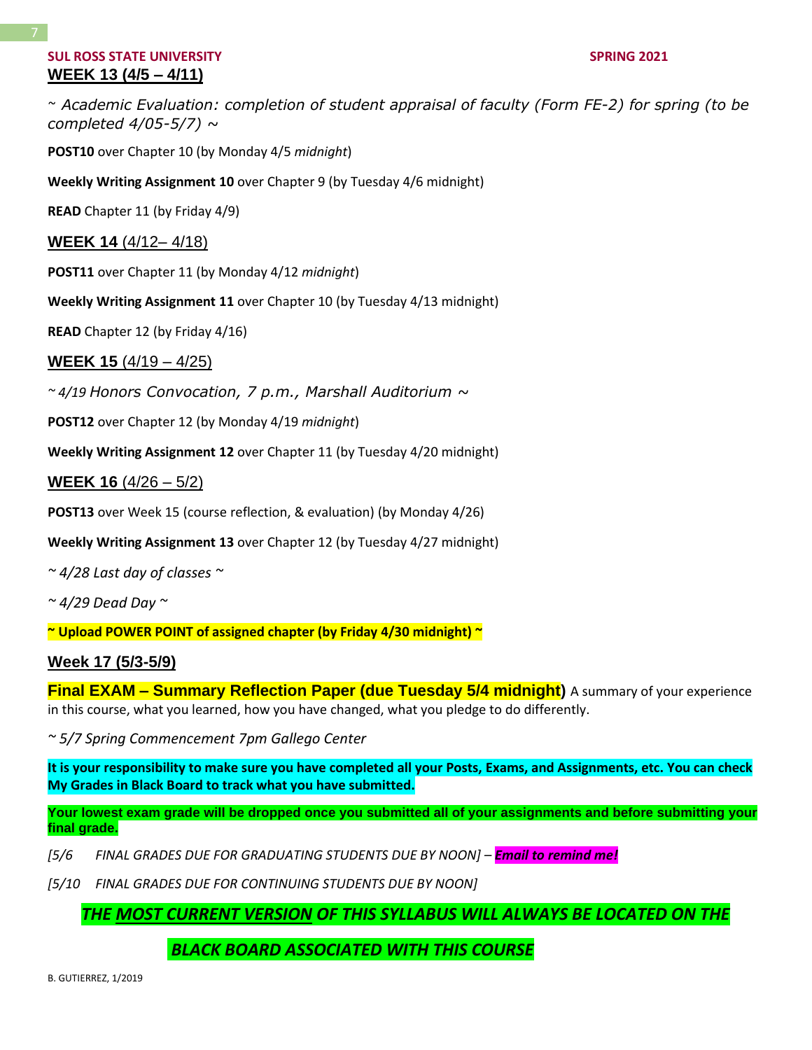**SUL ROSS STATE UNIVERSITY** **SPRING 2021**

## WEEK 13 (4/5 – 4/11)

*~ Academic Evaluation: completion of student appraisal of faculty (Form FE-2) for spring (to be completed 4/05-5/7) ~*

**POST10** over Chapter 10 (by Monday 4/5 *midnight*)

**Weekly Writing Assignment 10** over Chapter 9 (by Tuesday 4/6 midnight)

**READ** Chapter 11 (by Friday 4/9)

## WEEK 14 (4/12– 4/18)

**POST11** over Chapter 11 (by Monday 4/12 *midnight*)

**Weekly Writing Assignment 11** over Chapter 10 (by Tuesday 4/13 midnight)

**READ** Chapter 12 (by Friday 4/16)

## WEEK 15 (4/19 – 4/25)

*~ 4/19 Honors Convocation, 7 p.m., Marshall Auditorium ~*

**POST12** over Chapter 12 (by Monday 4/19 *midnight*)

**Weekly Writing Assignment 12** over Chapter 11 (by Tuesday 4/20 midnight)

## WEEK 16 (4/26 – 5/2)

**POST13** over Week 15 (course reflection, & evaluation) (by Monday 4/26)

**Weekly Writing Assignment 13** over Chapter 12 (by Tuesday 4/27 midnight)

*~ 4/28 Last day of classes ~*

*~ 4/29 Dead Day ~*

**~ Upload POWER POINT of assigned chapter (by Friday 4/30 midnight) ~**

## Week 17 (5/3-5/9)

**Final EXAM – Summary Reflection Paper (due Tuesday 5/4 midnight)** A summary of your experience in this course, what you learned, how you have changed, what you pledge to do differently.

*~ 5/7 Spring Commencement 7pm Gallego Center*

**It is your responsibility to make sure you have completed all your Posts, Exams, and Assignments, etc. You can check My Grades in Black Board to track what you have submitted.**

**Your lowest exam grade will be dropped once you submitted all of your assignments and before submitting your final grade.**

*[5/6 FINAL GRADES DUE FOR GRADUATING STUDENTS DUE BY NOON] –* ***Email to remind me!***

*[5/10 FINAL GRADES DUE FOR CONTINUING STUDENTS DUE BY NOON]*

***THE MOST CURRENT VERSION OF THIS SYLLABUS WILL ALWAYS BE LOCATED ON THE BLACK BOARD ASSOCIATED WITH THIS COURSE***

B. GUTIERREZ, 1/2019